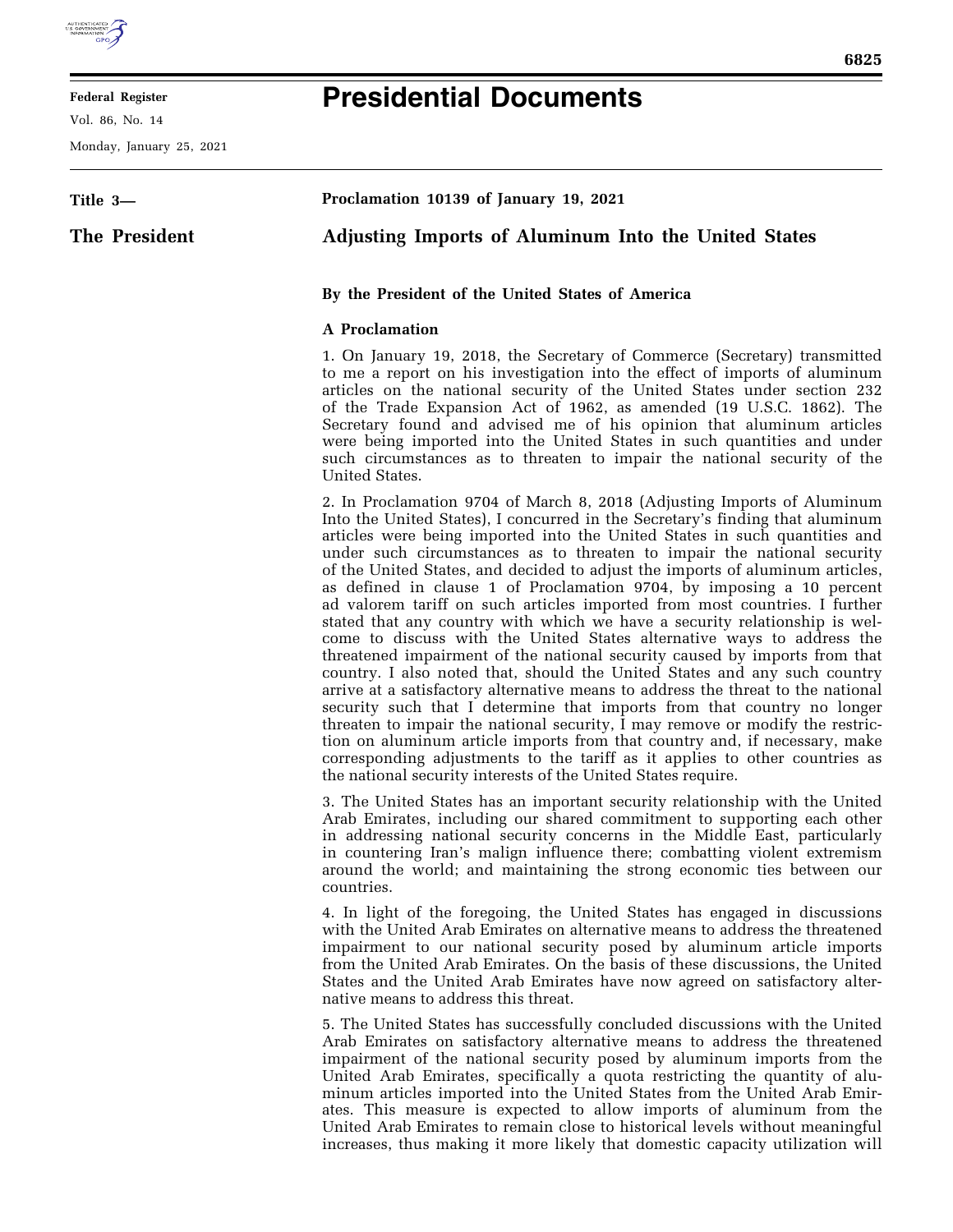# Presidential Documents

**Title 3—**

**The President**

**Proclamation 10139 of January 19, 2021**

## Adjusting Imports of Aluminum Into the United States

**By the President of the United States of America**

**A Proclamation**

1. On January 19, 2018, the Secretary of Commerce (Secretary) transmitted to me a report on his investigation into the effect of imports of aluminum articles on the national security of the United States under section 232 of the Trade Expansion Act of 1962, as amended (19 U.S.C. 1862). The Secretary found and advised me of his opinion that aluminum articles were being imported into the United States in such quantities and under such circumstances as to threaten to impair the national security of the United States.

2. In Proclamation 9704 of March 8, 2018 (Adjusting Imports of Aluminum Into the United States), I concurred in the Secretary's finding that aluminum articles were being imported into the United States in such quantities and under such circumstances as to threaten to impair the national security of the United States, and decided to adjust the imports of aluminum articles, as defined in clause 1 of Proclamation 9704, by imposing a 10 percent ad valorem tariff on such articles imported from most countries. I further stated that any country with which we have a security relationship is welcome to discuss with the United States alternative ways to address the threatened impairment of the national security caused by imports from that country. I also noted that, should the United States and any such country arrive at a satisfactory alternative means to address the threat to the national security such that I determine that imports from that country no longer threaten to impair the national security, I may remove or modify the restriction on aluminum article imports from that country and, if necessary, make corresponding adjustments to the tariff as it applies to other countries as the national security interests of the United States require.

3. The United States has an important security relationship with the United Arab Emirates, including our shared commitment to supporting each other in addressing national security concerns in the Middle East, particularly in countering Iran's malign influence there; combatting violent extremism around the world; and maintaining the strong economic ties between our countries.

4. In light of the foregoing, the United States has engaged in discussions with the United Arab Emirates on alternative means to address the threatened impairment to our national security posed by aluminum article imports from the United Arab Emirates. On the basis of these discussions, the United States and the United Arab Emirates have now agreed on satisfactory alternative means to address this threat.

5. The United States has successfully concluded discussions with the United Arab Emirates on satisfactory alternative means to address the threatened impairment of the national security posed by aluminum imports from the United Arab Emirates, specifically a quota restricting the quantity of aluminum articles imported into the United States from the United Arab Emirates. This measure is expected to allow imports of aluminum from the United Arab Emirates to remain close to historical levels without meaningful increases, thus making it more likely that domestic capacity utilization will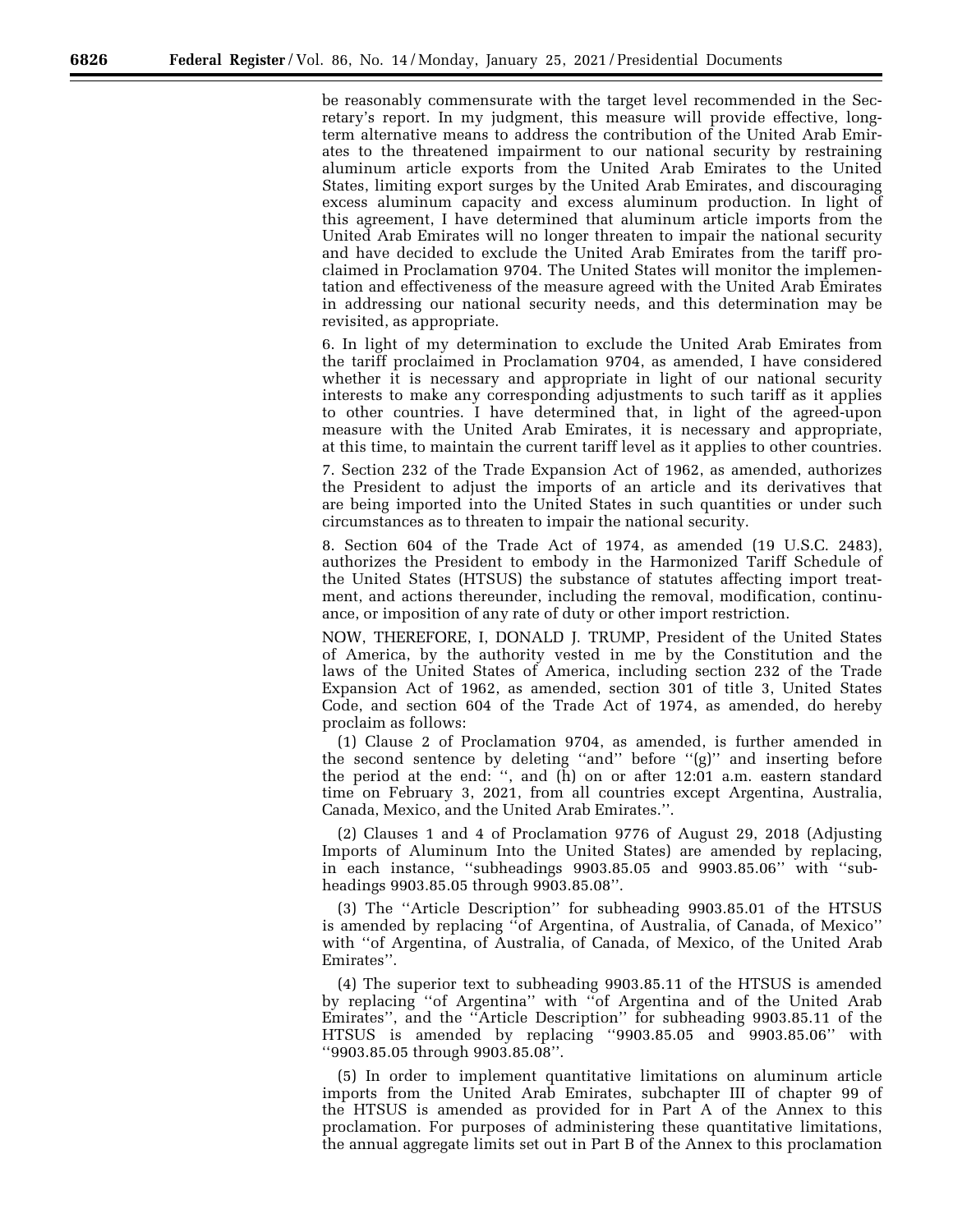be reasonably commensurate with the target level recommended in the Secretary's report. In my judgment, this measure will provide effective, long-term alternative means to address the contribution of the United Arab Emirates to the threatened impairment to our national security by restraining aluminum article exports from the United Arab Emirates to the United States, limiting export surges by the United Arab Emirates, and discouraging excess aluminum capacity and excess aluminum production. In light of this agreement, I have determined that aluminum article imports from the United Arab Emirates will no longer threaten to impair the national security and have decided to exclude the United Arab Emirates from the tariff proclaimed in Proclamation 9704. The United States will monitor the implementation and effectiveness of the measure agreed with the United Arab Emirates in addressing our national security needs, and this determination may be revisited, as appropriate.

6. In light of my determination to exclude the United Arab Emirates from the tariff proclaimed in Proclamation 9704, as amended, I have considered whether it is necessary and appropriate in light of our national security interests to make any corresponding adjustments to such tariff as it applies to other countries. I have determined that, in light of the agreed-upon measure with the United Arab Emirates, it is necessary and appropriate, at this time, to maintain the current tariff level as it applies to other countries.

7. Section 232 of the Trade Expansion Act of 1962, as amended, authorizes the President to adjust the imports of an article and its derivatives that are being imported into the United States in such quantities or under such circumstances as to threaten to impair the national security.

8. Section 604 of the Trade Act of 1974, as amended (19 U.S.C. 2483), authorizes the President to embody in the Harmonized Tariff Schedule of the United States (HTSUS) the substance of statutes affecting import treatment, and actions thereunder, including the removal, modification, continuance, or imposition of any rate of duty or other import restriction.

NOW, THEREFORE, I, DONALD J. TRUMP, President of the United States of America, by the authority vested in me by the Constitution and the laws of the United States of America, including section 232 of the Trade Expansion Act of 1962, as amended, section 301 of title 3, United States Code, and section 604 of the Trade Act of 1974, as amended, do hereby proclaim as follows:

(1) Clause 2 of Proclamation 9704, as amended, is further amended in the second sentence by deleting "and" before "(g)" and inserting before the period at the end: ", and (h) on or after 12:01 a.m. eastern standard time on February 3, 2021, from all countries except Argentina, Australia, Canada, Mexico, and the United Arab Emirates.".

(2) Clauses 1 and 4 of Proclamation 9776 of August 29, 2018 (Adjusting Imports of Aluminum Into the United States) are amended by replacing, in each instance, "subheadings 9903.85.05 and 9903.85.06" with "subheadings 9903.85.05 through 9903.85.08".

(3) The "Article Description" for subheading 9903.85.01 of the HTSUS is amended by replacing "of Argentina, of Australia, of Canada, of Mexico" with "of Argentina, of Australia, of Canada, of Mexico, of the United Arab Emirates".

(4) The superior text to subheading 9903.85.11 of the HTSUS is amended by replacing "of Argentina" with "of Argentina and of the United Arab Emirates", and the "Article Description" for subheading 9903.85.11 of the HTSUS is amended by replacing "9903.85.05 and 9903.85.06" with "9903.85.05 through 9903.85.08".

(5) In order to implement quantitative limitations on aluminum article imports from the United Arab Emirates, subchapter III of chapter 99 of the HTSUS is amended as provided for in Part A of the Annex to this proclamation. For purposes of administering these quantitative limitations, the annual aggregate limits set out in Part B of the Annex to this proclamation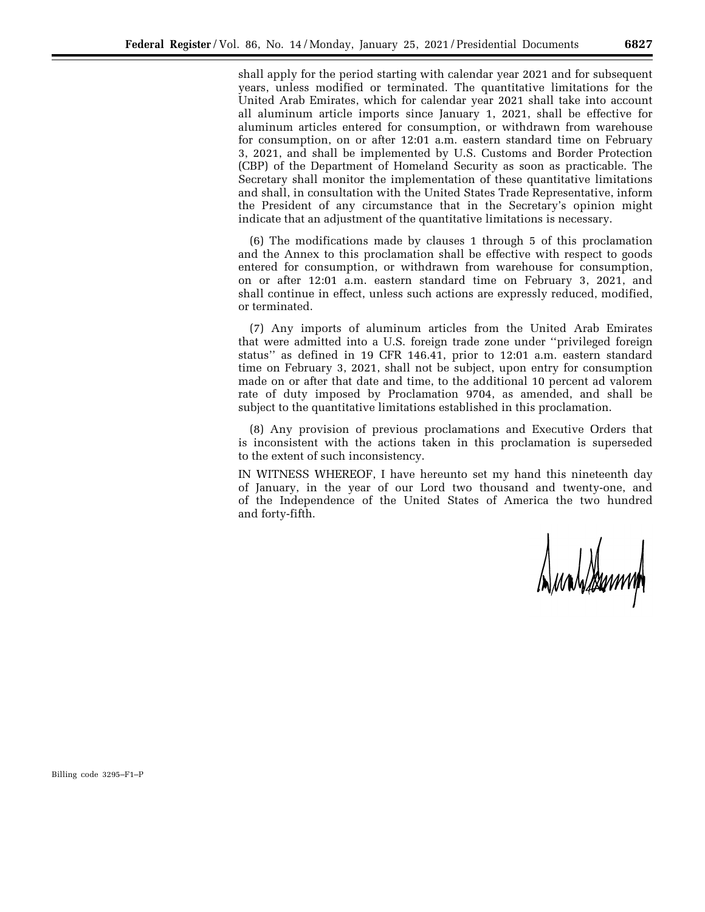shall apply for the period starting with calendar year 2021 and for subsequent years, unless modified or terminated. The quantitative limitations for the United Arab Emirates, which for calendar year 2021 shall take into account all aluminum article imports since January 1, 2021, shall be effective for aluminum articles entered for consumption, or withdrawn from warehouse for consumption, on or after 12:01 a.m. eastern standard time on February 3, 2021, and shall be implemented by U.S. Customs and Border Protection (CBP) of the Department of Homeland Security as soon as practicable. The Secretary shall monitor the implementation of these quantitative limitations and shall, in consultation with the United States Trade Representative, inform the President of any circumstance that in the Secretary's opinion might indicate that an adjustment of the quantitative limitations is necessary.

(6) The modifications made by clauses 1 through 5 of this proclamation and the Annex to this proclamation shall be effective with respect to goods entered for consumption, or withdrawn from warehouse for consumption, on or after 12:01 a.m. eastern standard time on February 3, 2021, and shall continue in effect, unless such actions are expressly reduced, modified, or terminated.

(7) Any imports of aluminum articles from the United Arab Emirates that were admitted into a U.S. foreign trade zone under ''privileged foreign status'' as defined in 19 CFR 146.41, prior to 12:01 a.m. eastern standard time on February 3, 2021, shall not be subject, upon entry for consumption made on or after that date and time, to the additional 10 percent ad valorem rate of duty imposed by Proclamation 9704, as amended, and shall be subject to the quantitative limitations established in this proclamation.

(8) Any provision of previous proclamations and Executive Orders that is inconsistent with the actions taken in this proclamation is superseded to the extent of such inconsistency.

IN WITNESS WHEREOF, I have hereunto set my hand this nineteenth day of January, in the year of our Lord two thousand and twenty-one, and of the Independence of the United States of America the two hundred and forty-fifth.

Billing code 3295–F1–P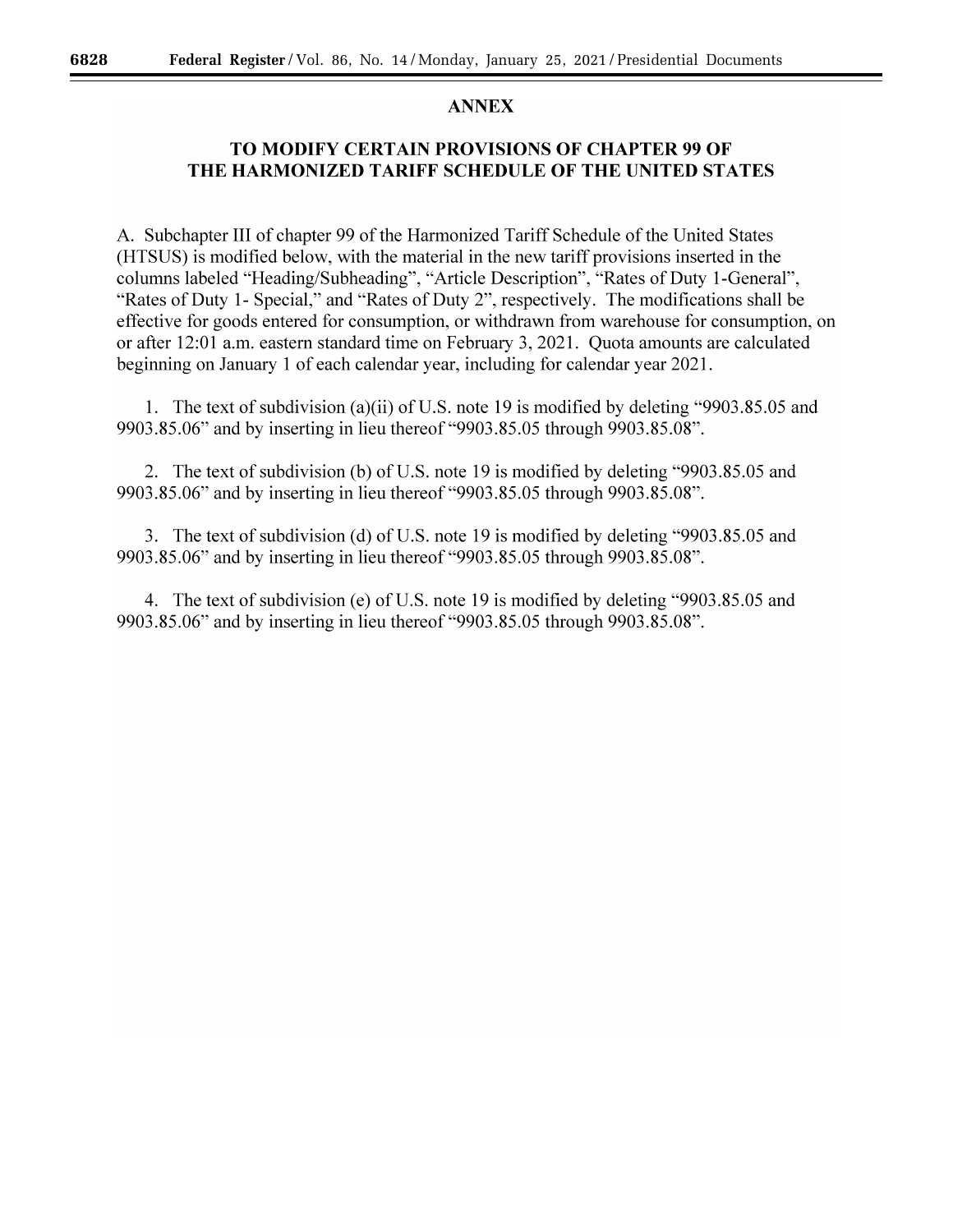## ANNEX

## TO MODIFY CERTAIN PROVISIONS OF CHAPTER 99 OF THE HARMONIZED TARIFF SCHEDULE OF THE UNITED STATES

A. Subchapter III of chapter 99 of the Harmonized Tariff Schedule of the United States (HTSUS) is modified below, with the material in the new tariff provisions inserted in the columns labeled "Heading/Subheading", "Article Description", "Rates of Duty 1-General", "Rates of Duty 1- Special," and "Rates of Duty 2", respectively. The modifications shall be effective for goods entered for consumption, or withdrawn from warehouse for consumption, on or after 12:01 a.m. eastern standard time on February 3, 2021. Quota amounts are calculated beginning on January 1 of each calendar year, including for calendar year 2021.

1. The text of subdivision (a)(ii) of U.S. note 19 is modified by deleting "9903.85.05 and 9903.85.06" and by inserting in lieu thereof "9903.85.05 through 9903.85.08".

2. The text of subdivision (b) of U.S. note 19 is modified by deleting "9903.85.05 and 9903.85.06" and by inserting in lieu thereof "9903.85.05 through 9903.85.08".

3. The text of subdivision (d) of U.S. note 19 is modified by deleting "9903.85.05 and 9903.85.06" and by inserting in lieu thereof "9903.85.05 through 9903.85.08".

4. The text of subdivision (e) of U.S. note 19 is modified by deleting "9903.85.05 and 9903.85.06" and by inserting in lieu thereof "9903.85.05 through 9903.85.08".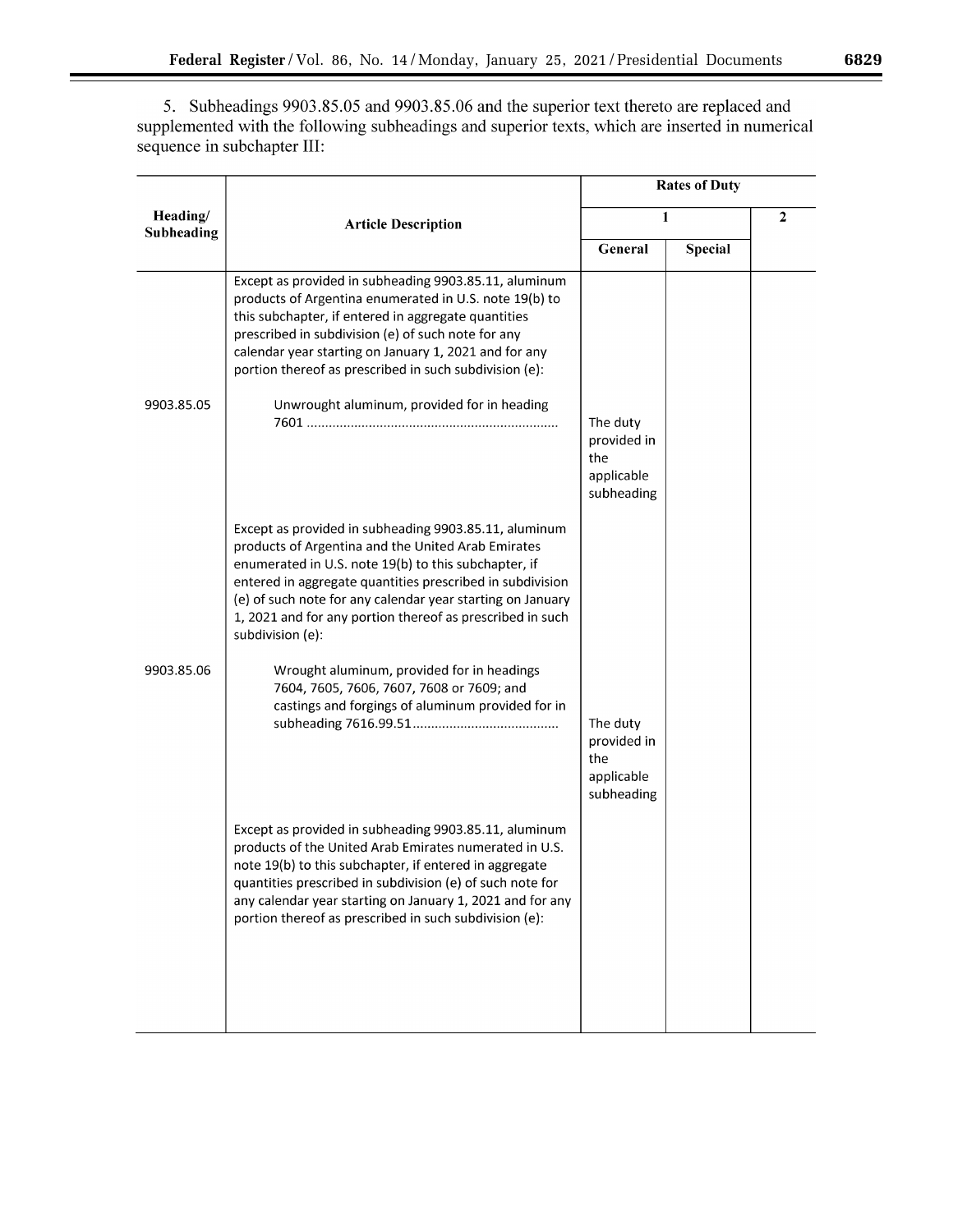5. Subheadings 9903.85.05 and 9903.85.06 and the superior text thereto are replaced and supplemented with the following subheadings and superior texts, which are inserted in numerical sequence in subchapter III:

| Heading/ Subheading | Article Description | Rates of Duty | | |
|---|---|---|---|---|
| | | 1 | | 2 |
| | | General | Special | |
| | Except as provided in subheading 9903.85.11, aluminum products of Argentina enumerated in U.S. note 19(b) to this subchapter, if entered in aggregate quantities prescribed in subdivision (e) of such note for any calendar year starting on January 1, 2021 and for any portion thereof as prescribed in such subdivision (e): | | | |
| 9903.85.05 | Unwrought aluminum, provided for in heading 7601 ................................................................... | The duty provided in the applicable subheading | | |
| | Except as provided in subheading 9903.85.11, aluminum products of Argentina and the United Arab Emirates enumerated in U.S. note 19(b) to this subchapter, if entered in aggregate quantities prescribed in subdivision (e) of such note for any calendar year starting on January 1, 2021 and for any portion thereof as prescribed in such subdivision (e): | | | |
| 9903.85.06 | Wrought aluminum, provided for in headings 7604, 7605, 7606, 7607, 7608 or 7609; and castings and forgings of aluminum provided for in subheading 7616.99.51....................................... | The duty provided in the applicable subheading | | |
| | Except as provided in subheading 9903.85.11, aluminum products of the United Arab Emirates numerated in U.S. note 19(b) to this subchapter, if entered in aggregate quantities prescribed in subdivision (e) of such note for any calendar year starting on January 1, 2021 and for any portion thereof as prescribed in such subdivision (e): | | | |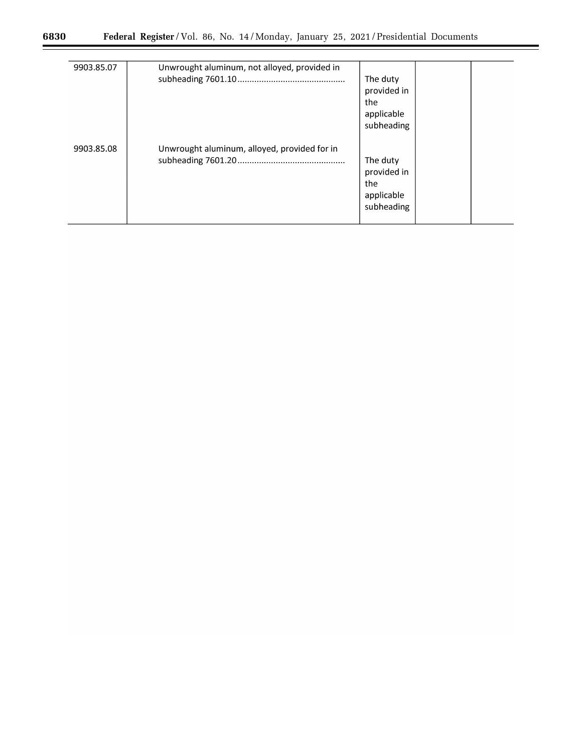| | | | | |
|---|---|---|---|---|
| 9903.85.07 | Unwrought aluminum, not alloyed, provided in subheading 7601.10............................................ | The duty provided in the applicable subheading | | |
| 9903.85.08 | Unwrought aluminum, alloyed, provided for in subheading 7601.20............................................ | The duty provided in the applicable subheading | | |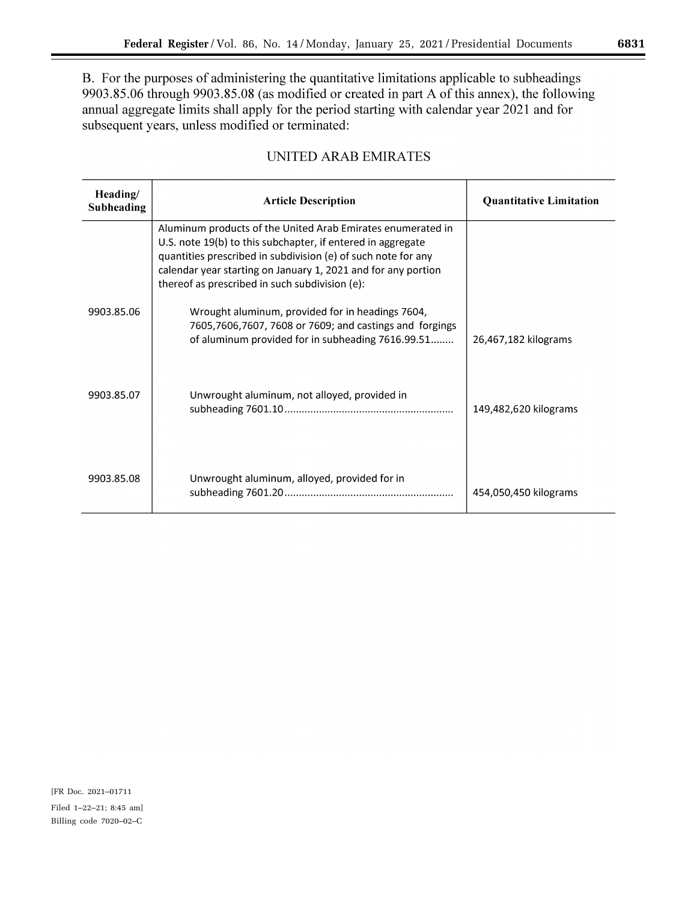B. For the purposes of administering the quantitative limitations applicable to subheadings 9903.85.06 through 9903.85.08 (as modified or created in part A of this annex), the following annual aggregate limits shall apply for the period starting with calendar year 2021 and for subsequent years, unless modified or terminated:

UNITED ARAB EMIRATES

| Heading/ Subheading | Article Description | Quantitative Limitation |
| --- | --- | --- |
| | Aluminum products of the United Arab Emirates enumerated in U.S. note 19(b) to this subchapter, if entered in aggregate quantities prescribed in subdivision (e) of such note for any calendar year starting on January 1, 2021 and for any portion thereof as prescribed in such subdivision (e): | |
| 9903.85.06 | Wrought aluminum, provided for in headings 7604, 7605,7606,7607, 7608 or 7609; and castings and forgings of aluminum provided for in subheading 7616.99.51........ | 26,467,182 kilograms |
| 9903.85.07 | Unwrought aluminum, not alloyed, provided in subheading 7601.10.......................................................... | 149,482,620 kilograms |
| 9903.85.08 | Unwrought aluminum, alloyed, provided for in subheading 7601.20.......................................................... | 454,050,450 kilograms |

[FR Doc. 2021–01711

Filed 1–22–21; 8:45 am]

Billing code 7020–02–C